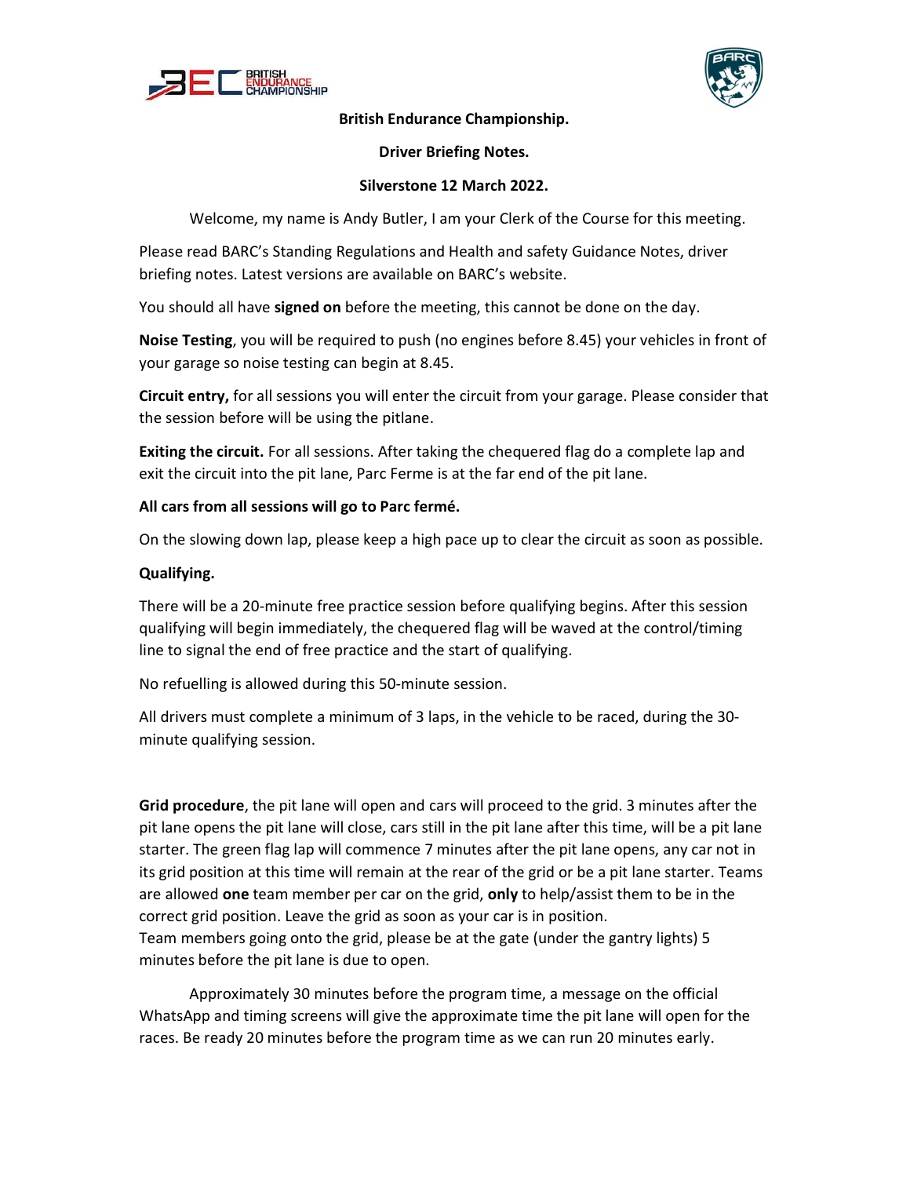**British Endurance Championship.**

**Driver Briefing Notes.**

**Silverstone 12 March 2022.**

Welcome, my name is Andy Butler, I am your Clerk of the Course for this meeting.

Please read BARC's Standing Regulations and Health and safety Guidance Notes, driver briefing notes. Latest versions are available on BARC's website.

You should all have **signed on** before the meeting, this cannot be done on the day.

**Noise Testing**, you will be required to push (no engines before 8.45) your vehicles in front of your garage so noise testing can begin at 8.45.

**Circuit entry,** for all sessions you will enter the circuit from your garage. Please consider that the session before will be using the pitlane.

**Exiting the circuit.** For all sessions. After taking the chequered flag do a complete lap and exit the circuit into the pit lane, Parc Ferme is at the far end of the pit lane.

**All cars from all sessions will go to Parc fermé.**

On the slowing down lap, please keep a high pace up to clear the circuit as soon as possible.

**Qualifying.**

There will be a 20-minute free practice session before qualifying begins. After this session qualifying will begin immediately, the chequered flag will be waved at the control/timing line to signal the end of free practice and the start of qualifying.

No refuelling is allowed during this 50-minute session.

All drivers must complete a minimum of 3 laps, in the vehicle to be raced, during the 30-minute qualifying session.

**Grid procedure**, the pit lane will open and cars will proceed to the grid. 3 minutes after the pit lane opens the pit lane will close, cars still in the pit lane after this time, will be a pit lane starter. The green flag lap will commence 7 minutes after the pit lane opens, any car not in its grid position at this time will remain at the rear of the grid or be a pit lane starter. Teams are allowed **one** team member per car on the grid, **only** to help/assist them to be in the correct grid position. Leave the grid as soon as your car is in position.
Team members going onto the grid, please be at the gate (under the gantry lights) 5 minutes before the pit lane is due to open.

Approximately 30 minutes before the program time, a message on the official WhatsApp and timing screens will give the approximate time the pit lane will open for the races. Be ready 20 minutes before the program time as we can run 20 minutes early.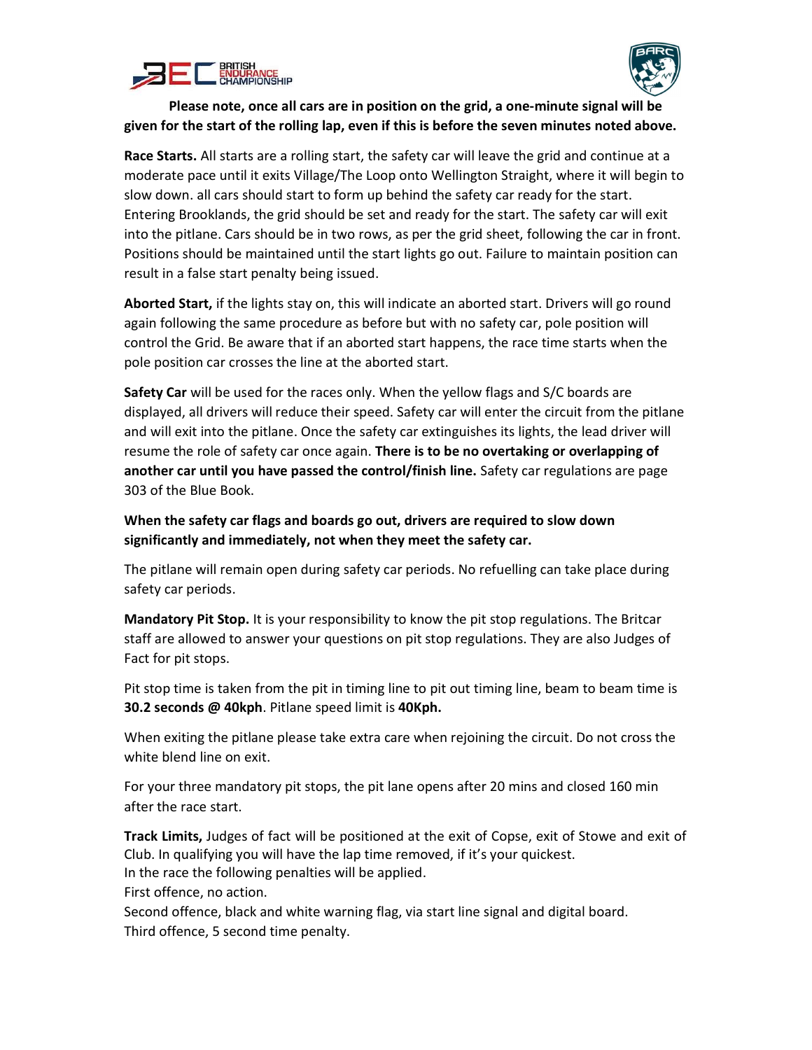**Please note, once all cars are in position on the grid, a one-minute signal will be given for the start of the rolling lap, even if this is before the seven minutes noted above.**

**Race Starts.** All starts are a rolling start, the safety car will leave the grid and continue at a moderate pace until it exits Village/The Loop onto Wellington Straight, where it will begin to slow down. all cars should start to form up behind the safety car ready for the start. Entering Brooklands, the grid should be set and ready for the start. The safety car will exit into the pitlane. Cars should be in two rows, as per the grid sheet, following the car in front. Positions should be maintained until the start lights go out. Failure to maintain position can result in a false start penalty being issued.

**Aborted Start,** if the lights stay on, this will indicate an aborted start. Drivers will go round again following the same procedure as before but with no safety car, pole position will control the Grid. Be aware that if an aborted start happens, the race time starts when the pole position car crosses the line at the aborted start.

**Safety Car** will be used for the races only. When the yellow flags and S/C boards are displayed, all drivers will reduce their speed. Safety car will enter the circuit from the pitlane and will exit into the pitlane. Once the safety car extinguishes its lights, the lead driver will resume the role of safety car once again. **There is to be no overtaking or overlapping of another car until you have passed the control/finish line.** Safety car regulations are page 303 of the Blue Book.

**When the safety car flags and boards go out, drivers are required to slow down significantly and immediately, not when they meet the safety car.**

The pitlane will remain open during safety car periods. No refuelling can take place during safety car periods.

**Mandatory Pit Stop.** It is your responsibility to know the pit stop regulations. The Britcar staff are allowed to answer your questions on pit stop regulations. They are also Judges of Fact for pit stops.

Pit stop time is taken from the pit in timing line to pit out timing line, beam to beam time is **30.2 seconds @ 40kph**. Pitlane speed limit is **40Kph.**

When exiting the pitlane please take extra care when rejoining the circuit. Do not cross the white blend line on exit.

For your three mandatory pit stops, the pit lane opens after 20 mins and closed 160 min after the race start.

**Track Limits,** Judges of fact will be positioned at the exit of Copse, exit of Stowe and exit of Club. In qualifying you will have the lap time removed, if it's your quickest.
In the race the following penalties will be applied.
First offence, no action.
Second offence, black and white warning flag, via start line signal and digital board.
Third offence, 5 second time penalty.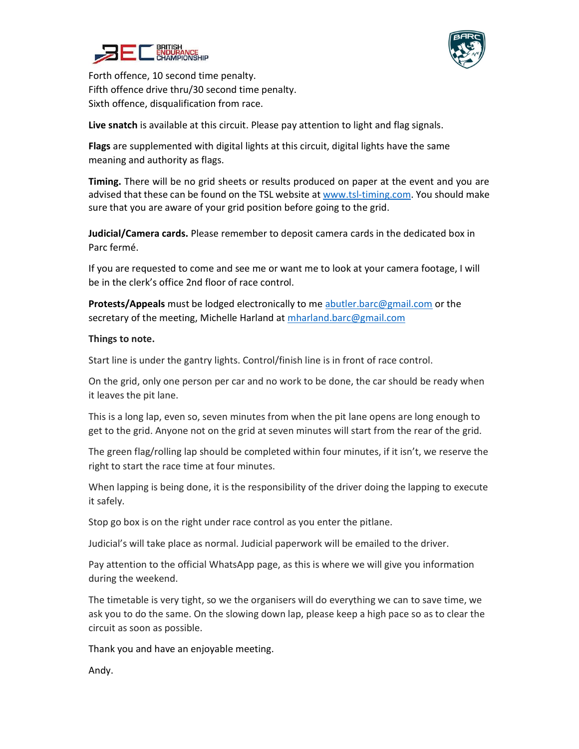Forth offence, 10 second time penalty.
Fifth offence drive thru/30 second time penalty.
Sixth offence, disqualification from race.

**Live snatch** is available at this circuit. Please pay attention to light and flag signals.

**Flags** are supplemented with digital lights at this circuit, digital lights have the same meaning and authority as flags.

**Timing.** There will be no grid sheets or results produced on paper at the event and you are advised that these can be found on the TSL website at www.tsl-timing.com. You should make sure that you are aware of your grid position before going to the grid.

**Judicial/Camera cards.** Please remember to deposit camera cards in the dedicated box in Parc fermé.

If you are requested to come and see me or want me to look at your camera footage, I will be in the clerk's office 2nd floor of race control.

**Protests/Appeals** must be lodged electronically to me abutler.barc@gmail.com or the secretary of the meeting, Michelle Harland at mharland.barc@gmail.com

**Things to note.**

Start line is under the gantry lights. Control/finish line is in front of race control.

On the grid, only one person per car and no work to be done, the car should be ready when it leaves the pit lane.

This is a long lap, even so, seven minutes from when the pit lane opens are long enough to get to the grid. Anyone not on the grid at seven minutes will start from the rear of the grid.

The green flag/rolling lap should be completed within four minutes, if it isn't, we reserve the right to start the race time at four minutes.

When lapping is being done, it is the responsibility of the driver doing the lapping to execute it safely.

Stop go box is on the right under race control as you enter the pitlane.

Judicial's will take place as normal. Judicial paperwork will be emailed to the driver.

Pay attention to the official WhatsApp page, as this is where we will give you information during the weekend.

The timetable is very tight, so we the organisers will do everything we can to save time, we ask you to do the same. On the slowing down lap, please keep a high pace so as to clear the circuit as soon as possible.

Thank you and have an enjoyable meeting.

Andy.